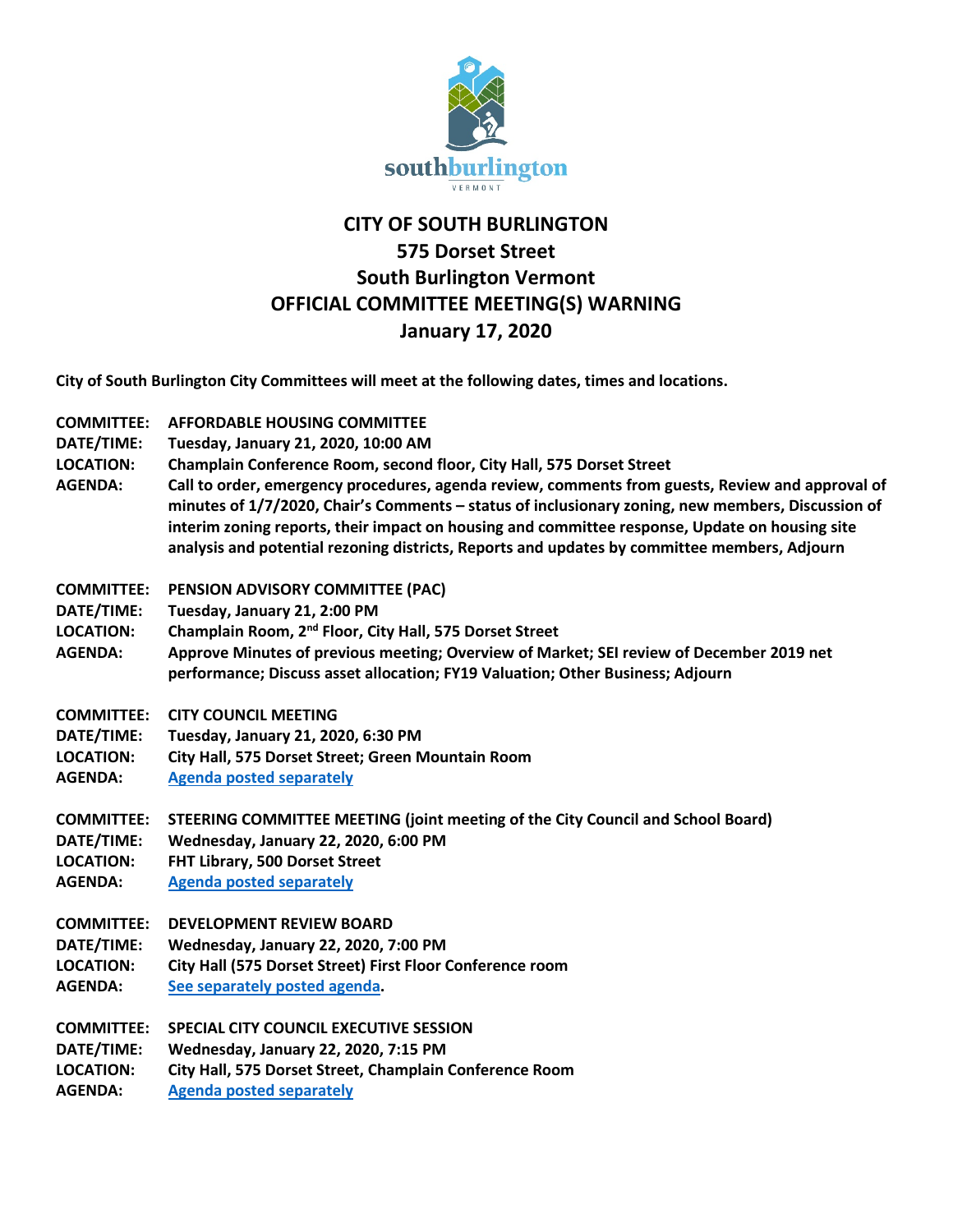# CITY OF SOUTH BURLINGTON
## 575 Dorset Street
## South Burlington Vermont
## OFFICIAL COMMITTEE MEETING(S) WARNING
## January 17, 2020

**City of South Burlington City Committees will meet at the following dates, times and locations.**

**COMMITTEE:** **AFFORDABLE HOUSING COMMITTEE**
**DATE/TIME:** **Tuesday, January 21, 2020, 10:00 AM**
**LOCATION:** **Champlain Conference Room, second floor, City Hall, 575 Dorset Street**
**AGENDA:** **Call to order, emergency procedures, agenda review, comments from guests, Review and approval of minutes of 1/7/2020, Chair's Comments – status of inclusionary zoning, new members, Discussion of interim zoning reports, their impact on housing and committee response, Update on housing site analysis and potential rezoning districts, Reports and updates by committee members, Adjourn**

**COMMITTEE:** **PENSION ADVISORY COMMITTEE (PAC)**
**DATE/TIME:** **Tuesday, January 21, 2:00 PM**
**LOCATION:** **Champlain Room, 2nd Floor, City Hall, 575 Dorset Street**
**AGENDA:** **Approve Minutes of previous meeting; Overview of Market; SEI review of December 2019 net performance; Discuss asset allocation; FY19 Valuation; Other Business; Adjourn**

**COMMITTEE:** **CITY COUNCIL MEETING**
**DATE/TIME:** **Tuesday, January 21, 2020, 6:30 PM**
**LOCATION:** **City Hall, 575 Dorset Street; Green Mountain Room**
**AGENDA:** **Agenda posted separately**

**COMMITTEE:** **STEERING COMMITTEE MEETING (joint meeting of the City Council and School Board)**
**DATE/TIME:** **Wednesday, January 22, 2020, 6:00 PM**
**LOCATION:** **FHT Library, 500 Dorset Street**
**AGENDA:** **Agenda posted separately**

**COMMITTEE:** **DEVELOPMENT REVIEW BOARD**
**DATE/TIME:** **Wednesday, January 22, 2020, 7:00 PM**
**LOCATION:** **City Hall (575 Dorset Street) First Floor Conference room**
**AGENDA:** **See separately posted agenda.**

**COMMITTEE:** **SPECIAL CITY COUNCIL EXECUTIVE SESSION**
**DATE/TIME:** **Wednesday, January 22, 2020, 7:15 PM**
**LOCATION:** **City Hall, 575 Dorset Street, Champlain Conference Room**
**AGENDA:** **Agenda posted separately**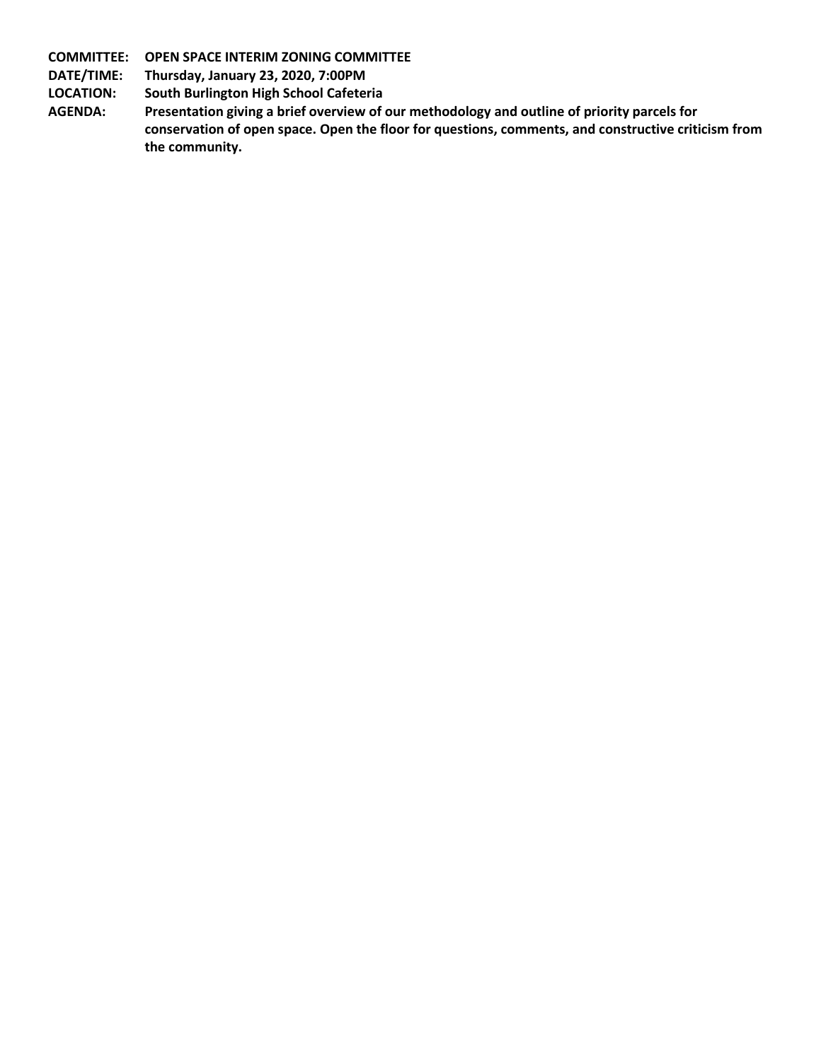**COMMITTEE:** **OPEN SPACE INTERIM ZONING COMMITTEE**

**DATE/TIME:** **Thursday, January 23, 2020, 7:00PM**

**LOCATION:** **South Burlington High School Cafeteria**

**AGENDA:** **Presentation giving a brief overview of our methodology and outline of priority parcels for conservation of open space. Open the floor for questions, comments, and constructive criticism from the community.**